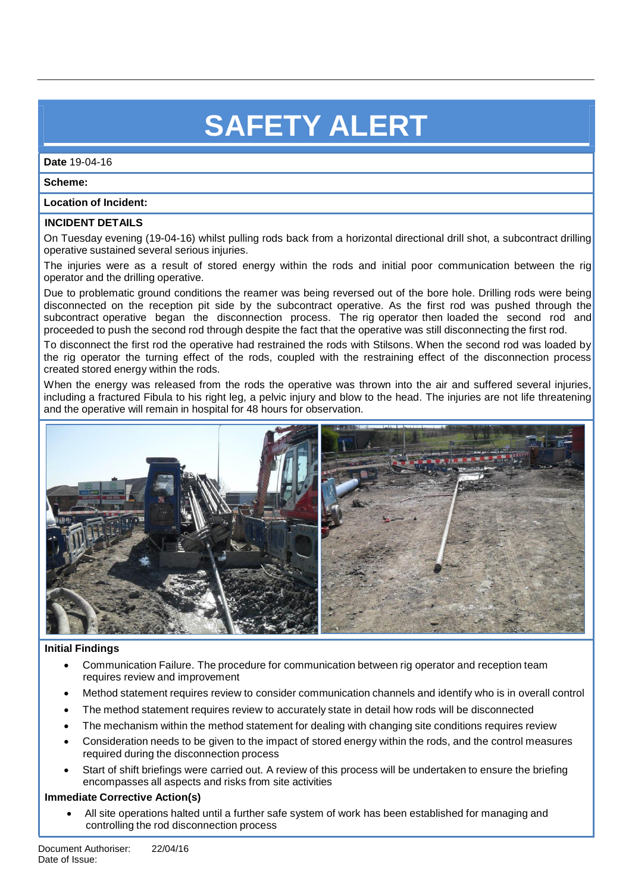# SAFETY ALERT

**Date** 19-04-16

**Scheme:**

**Location of Incident:**

## INCIDENT DETAILS

On Tuesday evening (19-04-16) whilst pulling rods back from a horizontal directional drill shot, a subcontract drilling operative sustained several serious injuries.

The injuries were as a result of stored energy within the rods and initial poor communication between the rig operator and the drilling operative.

Due to problematic ground conditions the reamer was being reversed out of the bore hole. Drilling rods were being disconnected on the reception pit side by the subcontract operative. As the first rod was pushed through the subcontract operative began the disconnection process. The rig operator then loaded the second rod and proceeded to push the second rod through despite the fact that the operative was still disconnecting the first rod.

To disconnect the first rod the operative had restrained the rods with Stilsons. When the second rod was loaded by the rig operator the turning effect of the rods, coupled with the restraining effect of the disconnection process created stored energy within the rods.

When the energy was released from the rods the operative was thrown into the air and suffered several injuries, including a fractured Fibula to his right leg, a pelvic injury and blow to the head. The injuries are not life threatening and the operative will remain in hospital for 48 hours for observation.

## Initial Findings

- Communication Failure. The procedure for communication between rig operator and reception team requires review and improvement
- Method statement requires review to consider communication channels and identify who is in overall control
- The method statement requires review to accurately state in detail how rods will be disconnected
- The mechanism within the method statement for dealing with changing site conditions requires review
- Consideration needs to be given to the impact of stored energy within the rods, and the control measures required during the disconnection process
- Start of shift briefings were carried out. A review of this process will be undertaken to ensure the briefing encompasses all aspects and risks from site activities

## Immediate Corrective Action(s)

- All site operations halted until a further safe system of work has been established for managing and controlling the rod disconnection process

Document Authoriser: 22/04/16
Date of Issue: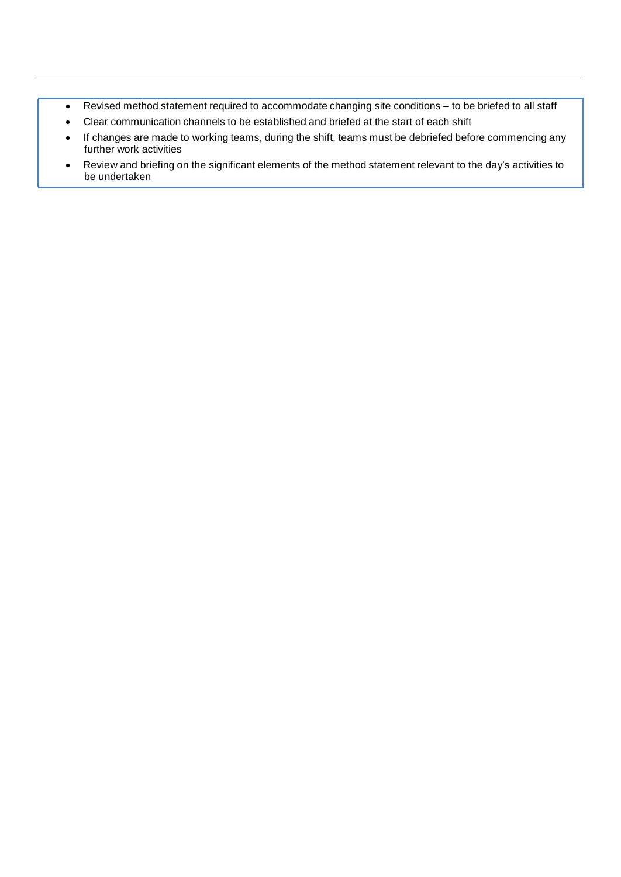- Revised method statement required to accommodate changing site conditions – to be briefed to all staff
- Clear communication channels to be established and briefed at the start of each shift
- If changes are made to working teams, during the shift, teams must be debriefed before commencing any further work activities
- Review and briefing on the significant elements of the method statement relevant to the day's activities to be undertaken